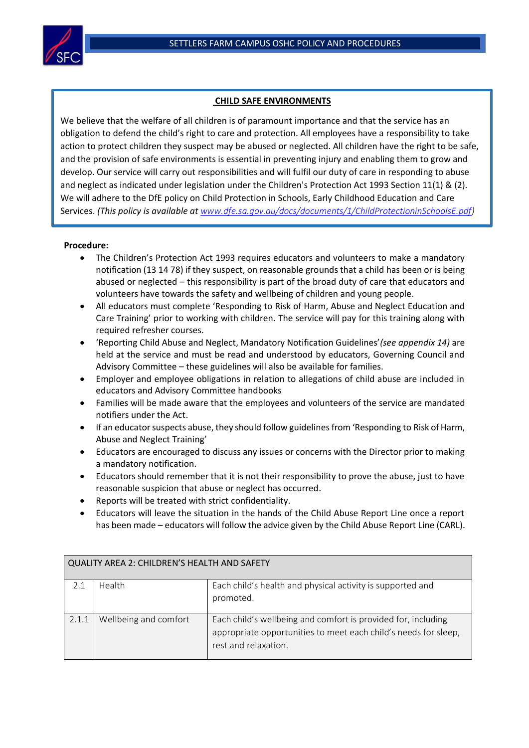## CHILD SAFE ENVIRONMENTS

We believe that the welfare of all children is of paramount importance and that the service has an obligation to defend the child's right to care and protection. All employees have a responsibility to take action to protect children they suspect may be abused or neglected. All children have the right to be safe, and the provision of safe environments is essential in preventing injury and enabling them to grow and develop. Our service will carry out responsibilities and will fulfil our duty of care in responding to abuse and neglect as indicated under legislation under the Children's Protection Act 1993 Section 11(1) & (2). We will adhere to the DfE policy on Child Protection in Schools, Early Childhood Education and Care Services. *(This policy is available at www.dfe.sa.gov.au/docs/documents/1/ChildProtectioninSchoolsE.pdf)*

**Procedure:**

- The Children's Protection Act 1993 requires educators and volunteers to make a mandatory notification (13 14 78) if they suspect, on reasonable grounds that a child has been or is being abused or neglected – this responsibility is part of the broad duty of care that educators and volunteers have towards the safety and wellbeing of children and young people.
- All educators must complete 'Responding to Risk of Harm, Abuse and Neglect Education and Care Training' prior to working with children. The service will pay for this training along with required refresher courses.
- 'Reporting Child Abuse and Neglect, Mandatory Notification Guidelines' *(see appendix 14)* are held at the service and must be read and understood by educators, Governing Council and Advisory Committee – these guidelines will also be available for families.
- Employer and employee obligations in relation to allegations of child abuse are included in educators and Advisory Committee handbooks
- Families will be made aware that the employees and volunteers of the service are mandated notifiers under the Act.
- If an educator suspects abuse, they should follow guidelines from 'Responding to Risk of Harm, Abuse and Neglect Training'
- Educators are encouraged to discuss any issues or concerns with the Director prior to making a mandatory notification.
- Educators should remember that it is not their responsibility to prove the abuse, just to have reasonable suspicion that abuse or neglect has occurred.
- Reports will be treated with strict confidentiality.
- Educators will leave the situation in the hands of the Child Abuse Report Line once a report has been made – educators will follow the advice given by the Child Abuse Report Line (CARL).

| QUALITY AREA 2: CHILDREN'S HEALTH AND SAFETY | | |
|---|---|---|
| 2.1 | Health | Each child's health and physical activity is supported and promoted. |
| 2.1.1 | Wellbeing and comfort | Each child's wellbeing and comfort is provided for, including appropriate opportunities to meet each child's needs for sleep, rest and relaxation. |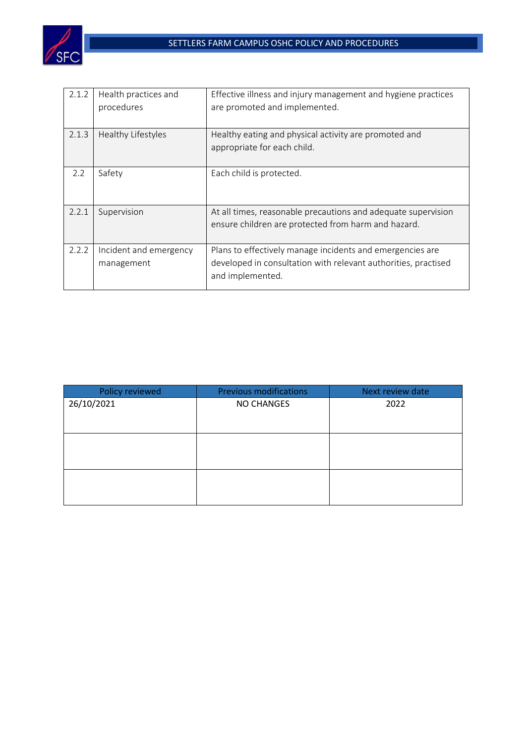| | | |
|---|---|---|
| 2.1.2 | Health practices and procedures | Effective illness and injury management and hygiene practices are promoted and implemented. |
| 2.1.3 | Healthy Lifestyles | Healthy eating and physical activity are promoted and appropriate for each child. |
| 2.2 | Safety | Each child is protected. |
| 2.2.1 | Supervision | At all times, reasonable precautions and adequate supervision ensure children are protected from harm and hazard. |
| 2.2.2 | Incident and emergency management | Plans to effectively manage incidents and emergencies are developed in consultation with relevant authorities, practised and implemented. |

| Policy reviewed | Previous modifications | Next review date |
|---|---|---|
| 26/10/2021 | NO CHANGES | 2022 |
| | | |
| | | |